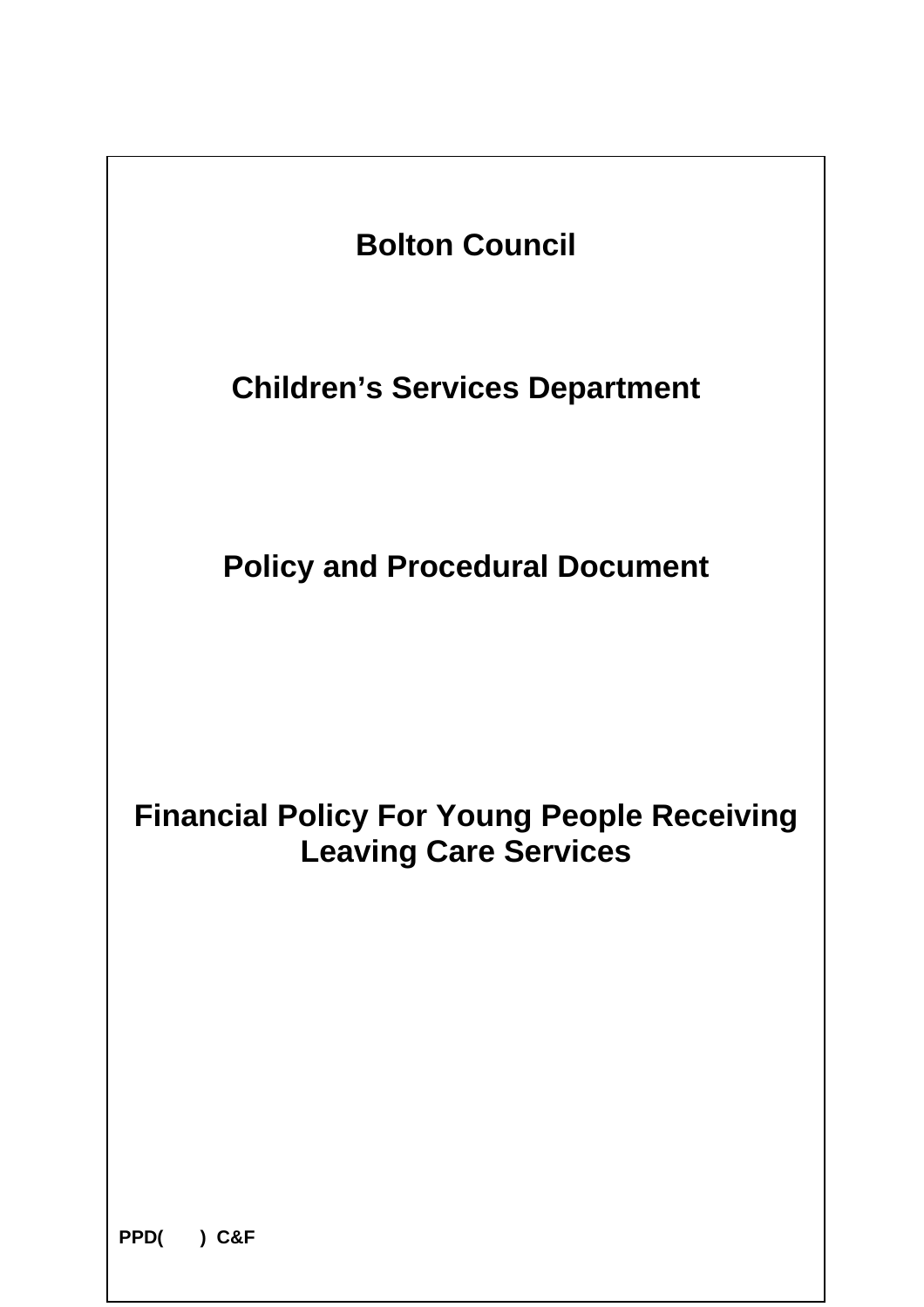# Bolton Council

## Children's Services Department

## Policy and Procedural Document

# Financial Policy For Young People Receiving Leaving Care Services

**PPD( ) C&F**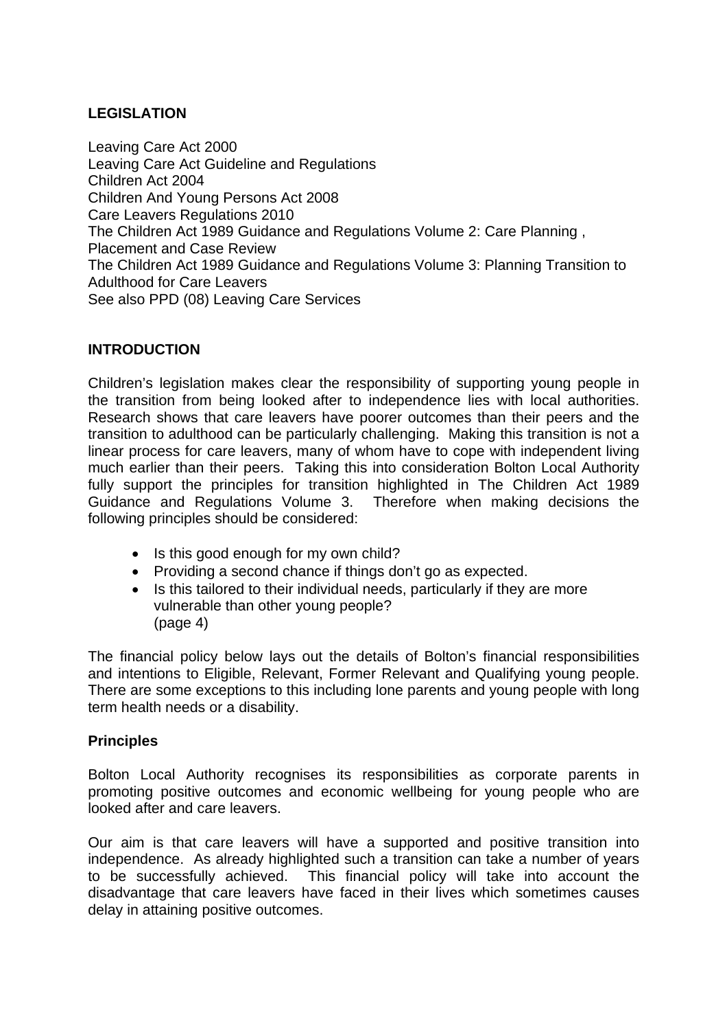## LEGISLATION

Leaving Care Act 2000
Leaving Care Act Guideline and Regulations
Children Act 2004
Children And Young Persons Act 2008
Care Leavers Regulations 2010
The Children Act 1989 Guidance and Regulations Volume 2: Care Planning , Placement and Case Review
The Children Act 1989 Guidance and Regulations Volume 3: Planning Transition to Adulthood for Care Leavers
See also PPD (08) Leaving Care Services

## INTRODUCTION

Children's legislation makes clear the responsibility of supporting young people in the transition from being looked after to independence lies with local authorities. Research shows that care leavers have poorer outcomes than their peers and the transition to adulthood can be particularly challenging. Making this transition is not a linear process for care leavers, many of whom have to cope with independent living much earlier than their peers. Taking this into consideration Bolton Local Authority fully support the principles for transition highlighted in The Children Act 1989 Guidance and Regulations Volume 3. Therefore when making decisions the following principles should be considered:

- Is this good enough for my own child?
- Providing a second chance if things don't go as expected.
- Is this tailored to their individual needs, particularly if they are more vulnerable than other young people?
  (page 4)

The financial policy below lays out the details of Bolton's financial responsibilities and intentions to Eligible, Relevant, Former Relevant and Qualifying young people. There are some exceptions to this including lone parents and young people with long term health needs or a disability.

### Principles

Bolton Local Authority recognises its responsibilities as corporate parents in promoting positive outcomes and economic wellbeing for young people who are looked after and care leavers.

Our aim is that care leavers will have a supported and positive transition into independence. As already highlighted such a transition can take a number of years to be successfully achieved. This financial policy will take into account the disadvantage that care leavers have faced in their lives which sometimes causes delay in attaining positive outcomes.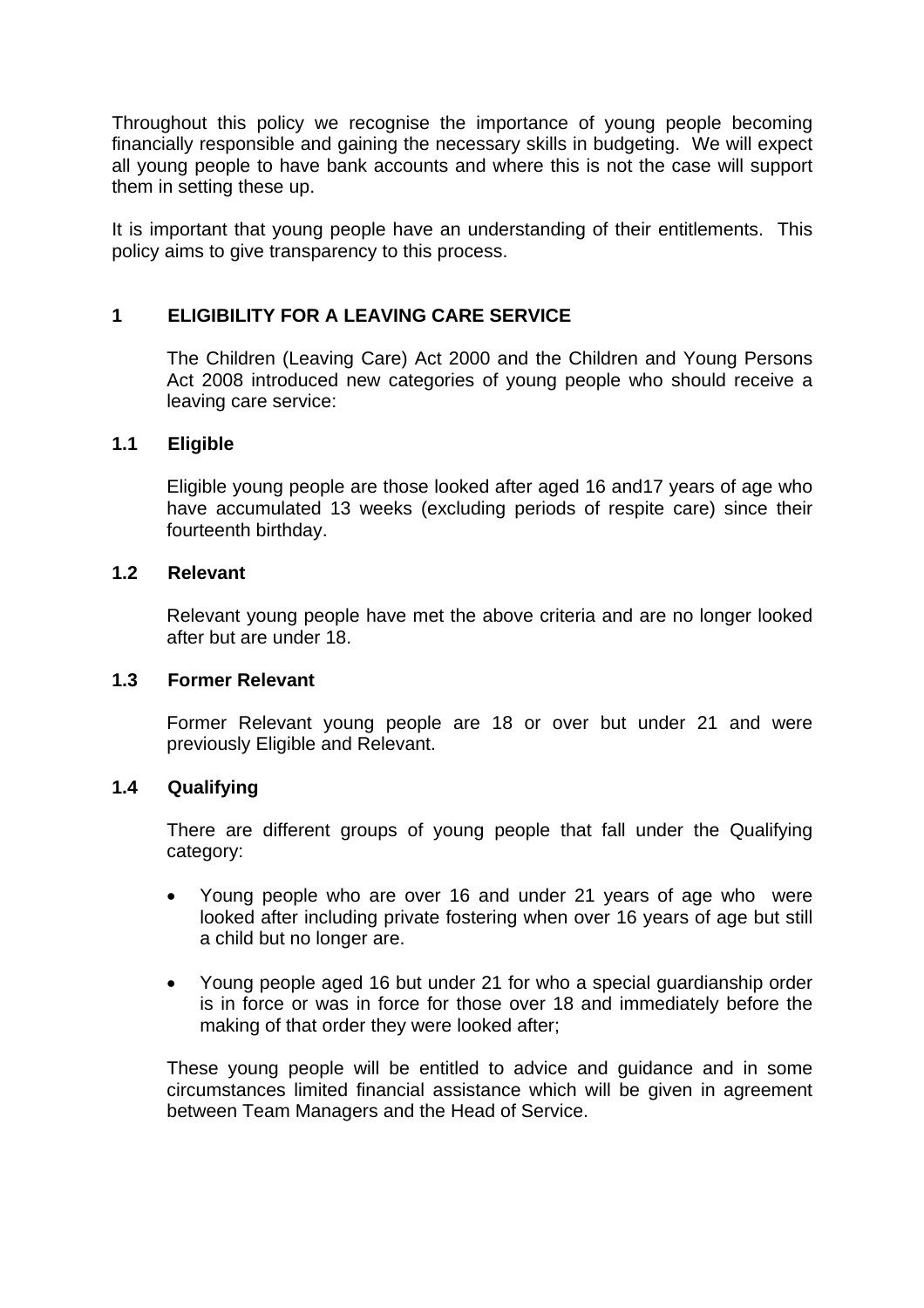Throughout this policy we recognise the importance of young people becoming financially responsible and gaining the necessary skills in budgeting. We will expect all young people to have bank accounts and where this is not the case will support them in setting these up.

It is important that young people have an understanding of their entitlements. This policy aims to give transparency to this process.

## 1 ELIGIBILITY FOR A LEAVING CARE SERVICE

The Children (Leaving Care) Act 2000 and the Children and Young Persons Act 2008 introduced new categories of young people who should receive a leaving care service:

### 1.1 Eligible

Eligible young people are those looked after aged 16 and17 years of age who have accumulated 13 weeks (excluding periods of respite care) since their fourteenth birthday.

### 1.2 Relevant

Relevant young people have met the above criteria and are no longer looked after but are under 18.

### 1.3 Former Relevant

Former Relevant young people are 18 or over but under 21 and were previously Eligible and Relevant.

### 1.4 Qualifying

There are different groups of young people that fall under the Qualifying category:

- Young people who are over 16 and under 21 years of age who were looked after including private fostering when over 16 years of age but still a child but no longer are.
- Young people aged 16 but under 21 for who a special guardianship order is in force or was in force for those over 18 and immediately before the making of that order they were looked after;

These young people will be entitled to advice and guidance and in some circumstances limited financial assistance which will be given in agreement between Team Managers and the Head of Service.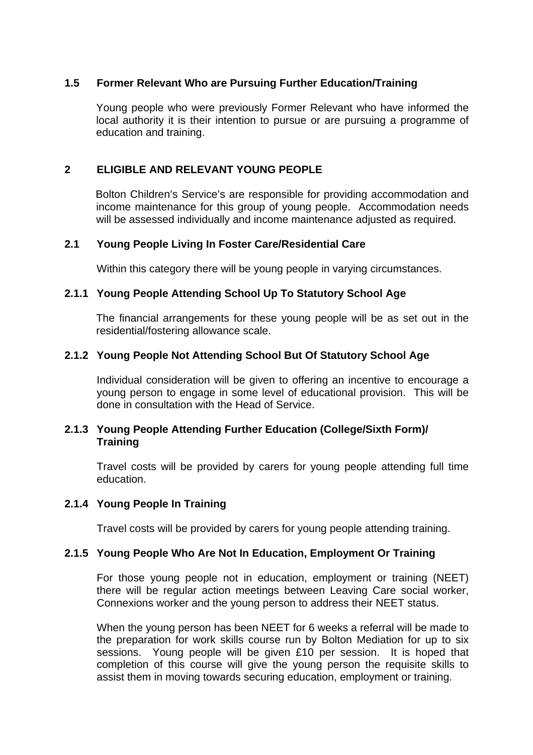### 1.5 Former Relevant Who are Pursuing Further Education/Training

Young people who were previously Former Relevant who have informed the local authority it is their intention to pursue or are pursuing a programme of education and training.

## 2 ELIGIBLE AND RELEVANT YOUNG PEOPLE

Bolton Children's Service's are responsible for providing accommodation and income maintenance for this group of young people. Accommodation needs will be assessed individually and income maintenance adjusted as required.

### 2.1 Young People Living In Foster Care/Residential Care

Within this category there will be young people in varying circumstances.

#### 2.1.1 Young People Attending School Up To Statutory School Age

The financial arrangements for these young people will be as set out in the residential/fostering allowance scale.

#### 2.1.2 Young People Not Attending School But Of Statutory School Age

Individual consideration will be given to offering an incentive to encourage a young person to engage in some level of educational provision. This will be done in consultation with the Head of Service.

#### 2.1.3 Young People Attending Further Education (College/Sixth Form)/ Training

Travel costs will be provided by carers for young people attending full time education.

#### 2.1.4 Young People In Training

Travel costs will be provided by carers for young people attending training.

#### 2.1.5 Young People Who Are Not In Education, Employment Or Training

For those young people not in education, employment or training (NEET) there will be regular action meetings between Leaving Care social worker, Connexions worker and the young person to address their NEET status.

When the young person has been NEET for 6 weeks a referral will be made to the preparation for work skills course run by Bolton Mediation for up to six sessions. Young people will be given £10 per session. It is hoped that completion of this course will give the young person the requisite skills to assist them in moving towards securing education, employment or training.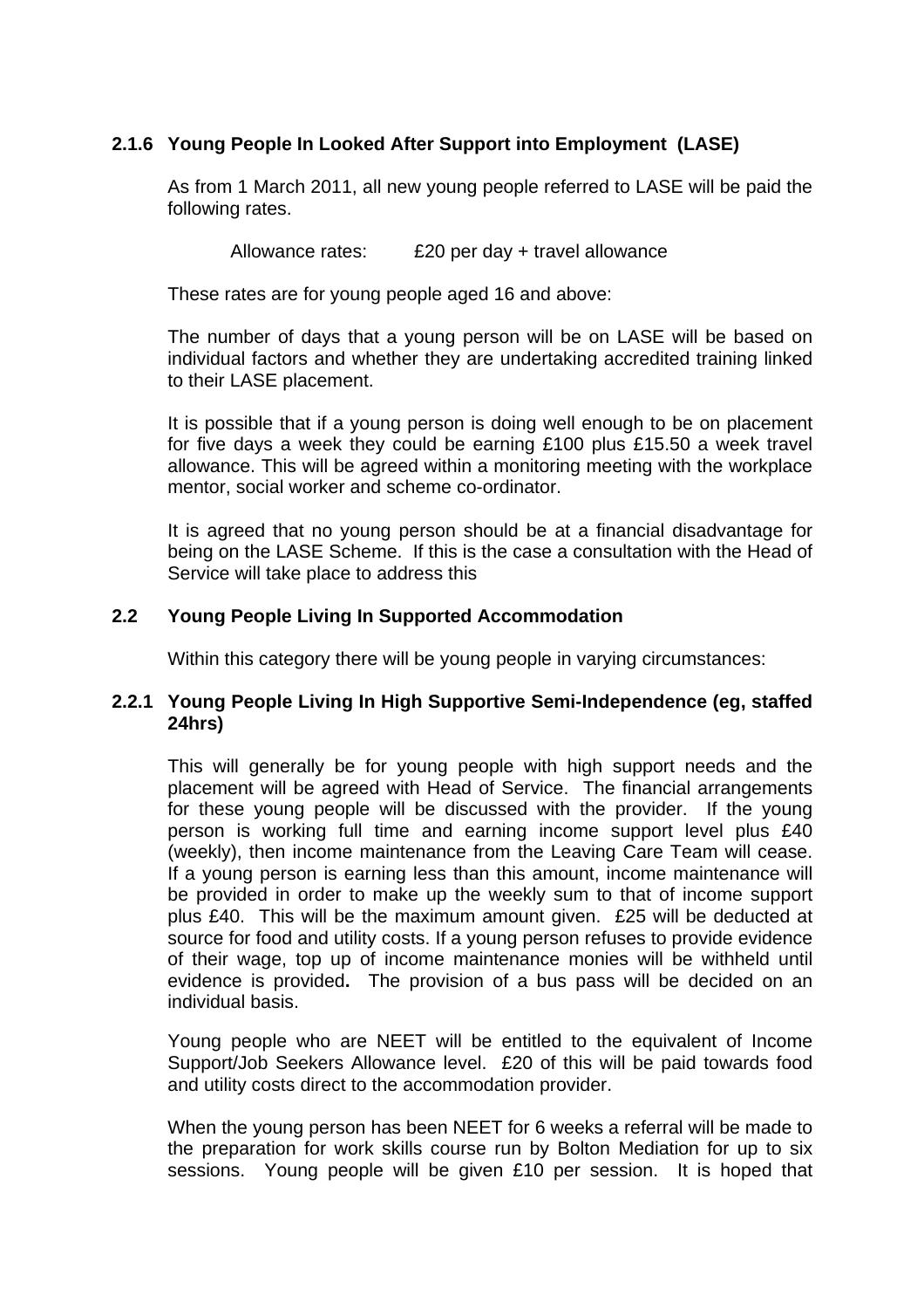### 2.1.6 Young People In Looked After Support into Employment (LASE)

As from 1 March 2011, all new young people referred to LASE will be paid the following rates.

Allowance rates: £20 per day + travel allowance

These rates are for young people aged 16 and above:

The number of days that a young person will be on LASE will be based on individual factors and whether they are undertaking accredited training linked to their LASE placement.

It is possible that if a young person is doing well enough to be on placement for five days a week they could be earning £100 plus £15.50 a week travel allowance. This will be agreed within a monitoring meeting with the workplace mentor, social worker and scheme co-ordinator.

It is agreed that no young person should be at a financial disadvantage for being on the LASE Scheme. If this is the case a consultation with the Head of Service will take place to address this

## 2.2 Young People Living In Supported Accommodation

Within this category there will be young people in varying circumstances:

### 2.2.1 Young People Living In High Supportive Semi-Independence (eg, staffed 24hrs)

This will generally be for young people with high support needs and the placement will be agreed with Head of Service. The financial arrangements for these young people will be discussed with the provider. If the young person is working full time and earning income support level plus £40 (weekly), then income maintenance from the Leaving Care Team will cease. If a young person is earning less than this amount, income maintenance will be provided in order to make up the weekly sum to that of income support plus £40. This will be the maximum amount given. £25 will be deducted at source for food and utility costs. If a young person refuses to provide evidence of their wage, top up of income maintenance monies will be withheld until evidence is provided**.** The provision of a bus pass will be decided on an individual basis.

Young people who are NEET will be entitled to the equivalent of Income Support/Job Seekers Allowance level. £20 of this will be paid towards food and utility costs direct to the accommodation provider.

When the young person has been NEET for 6 weeks a referral will be made to the preparation for work skills course run by Bolton Mediation for up to six sessions. Young people will be given £10 per session. It is hoped that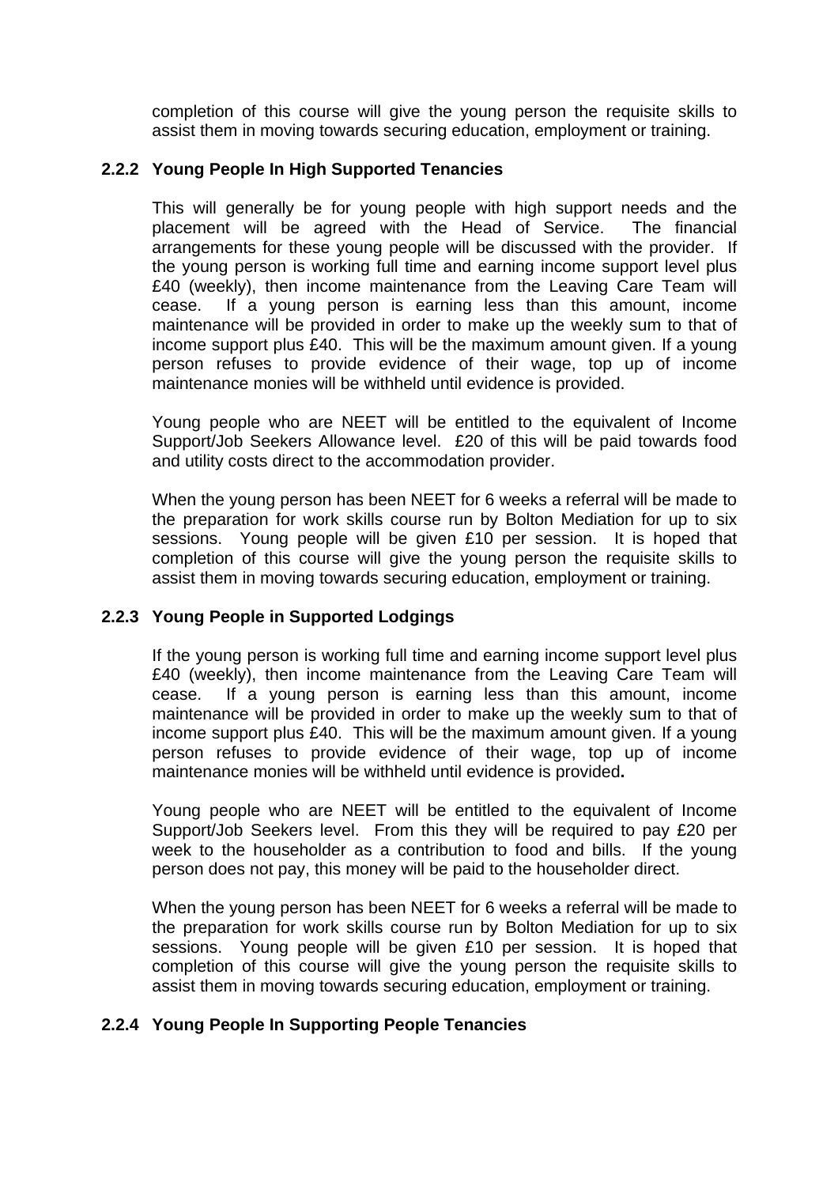completion of this course will give the young person the requisite skills to assist them in moving towards securing education, employment or training.

### 2.2.2 Young People In High Supported Tenancies

This will generally be for young people with high support needs and the placement will be agreed with the Head of Service. The financial arrangements for these young people will be discussed with the provider. If the young person is working full time and earning income support level plus £40 (weekly), then income maintenance from the Leaving Care Team will cease. If a young person is earning less than this amount, income maintenance will be provided in order to make up the weekly sum to that of income support plus £40. This will be the maximum amount given. If a young person refuses to provide evidence of their wage, top up of income maintenance monies will be withheld until evidence is provided.

Young people who are NEET will be entitled to the equivalent of Income Support/Job Seekers Allowance level. £20 of this will be paid towards food and utility costs direct to the accommodation provider.

When the young person has been NEET for 6 weeks a referral will be made to the preparation for work skills course run by Bolton Mediation for up to six sessions. Young people will be given £10 per session. It is hoped that completion of this course will give the young person the requisite skills to assist them in moving towards securing education, employment or training.

### 2.2.3 Young People in Supported Lodgings

If the young person is working full time and earning income support level plus £40 (weekly), then income maintenance from the Leaving Care Team will cease. If a young person is earning less than this amount, income maintenance will be provided in order to make up the weekly sum to that of income support plus £40. This will be the maximum amount given. If a young person refuses to provide evidence of their wage, top up of income maintenance monies will be withheld until evidence is provided.

Young people who are NEET will be entitled to the equivalent of Income Support/Job Seekers level. From this they will be required to pay £20 per week to the householder as a contribution to food and bills. If the young person does not pay, this money will be paid to the householder direct.

When the young person has been NEET for 6 weeks a referral will be made to the preparation for work skills course run by Bolton Mediation for up to six sessions. Young people will be given £10 per session. It is hoped that completion of this course will give the young person the requisite skills to assist them in moving towards securing education, employment or training.

### 2.2.4 Young People In Supporting People Tenancies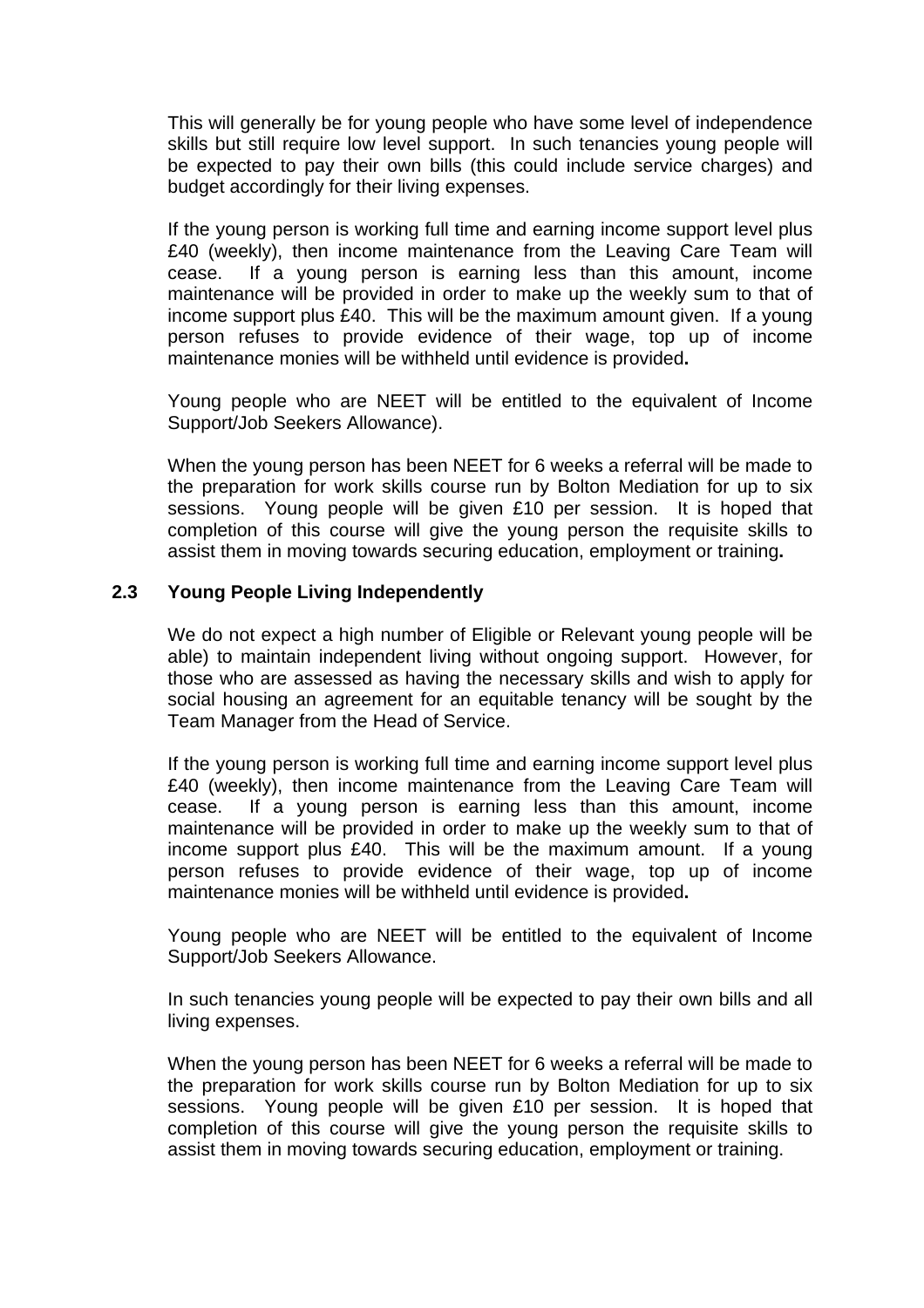This will generally be for young people who have some level of independence skills but still require low level support. In such tenancies young people will be expected to pay their own bills (this could include service charges) and budget accordingly for their living expenses.

If the young person is working full time and earning income support level plus £40 (weekly), then income maintenance from the Leaving Care Team will cease. If a young person is earning less than this amount, income maintenance will be provided in order to make up the weekly sum to that of income support plus £40. This will be the maximum amount given. If a young person refuses to provide evidence of their wage, top up of income maintenance monies will be withheld until evidence is provided**.**

Young people who are NEET will be entitled to the equivalent of Income Support/Job Seekers Allowance).

When the young person has been NEET for 6 weeks a referral will be made to the preparation for work skills course run by Bolton Mediation for up to six sessions. Young people will be given £10 per session. It is hoped that completion of this course will give the young person the requisite skills to assist them in moving towards securing education, employment or training**.**

### 2.3 Young People Living Independently

We do not expect a high number of Eligible or Relevant young people will be able) to maintain independent living without ongoing support. However, for those who are assessed as having the necessary skills and wish to apply for social housing an agreement for an equitable tenancy will be sought by the Team Manager from the Head of Service.

If the young person is working full time and earning income support level plus £40 (weekly), then income maintenance from the Leaving Care Team will cease. If a young person is earning less than this amount, income maintenance will be provided in order to make up the weekly sum to that of income support plus £40. This will be the maximum amount. If a young person refuses to provide evidence of their wage, top up of income maintenance monies will be withheld until evidence is provided**.**

Young people who are NEET will be entitled to the equivalent of Income Support/Job Seekers Allowance.

In such tenancies young people will be expected to pay their own bills and all living expenses.

When the young person has been NEET for 6 weeks a referral will be made to the preparation for work skills course run by Bolton Mediation for up to six sessions. Young people will be given £10 per session. It is hoped that completion of this course will give the young person the requisite skills to assist them in moving towards securing education, employment or training.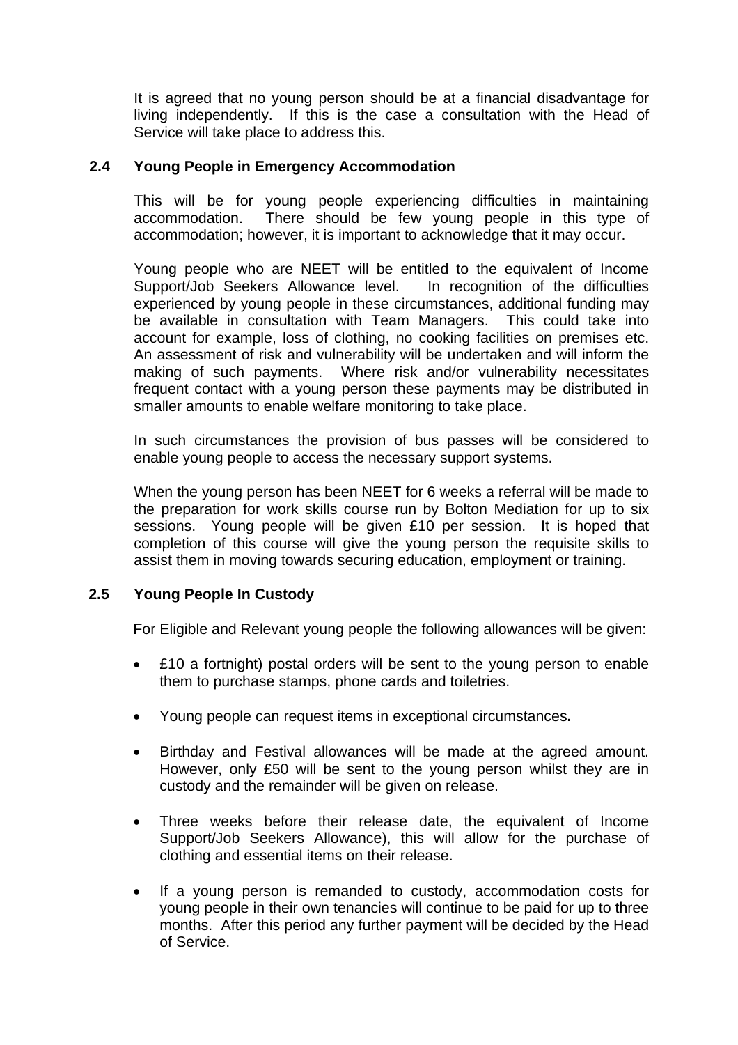It is agreed that no young person should be at a financial disadvantage for living independently. If this is the case a consultation with the Head of Service will take place to address this.

## 2.4 Young People in Emergency Accommodation

This will be for young people experiencing difficulties in maintaining accommodation. There should be few young people in this type of accommodation; however, it is important to acknowledge that it may occur.

Young people who are NEET will be entitled to the equivalent of Income Support/Job Seekers Allowance level. In recognition of the difficulties experienced by young people in these circumstances, additional funding may be available in consultation with Team Managers. This could take into account for example, loss of clothing, no cooking facilities on premises etc. An assessment of risk and vulnerability will be undertaken and will inform the making of such payments. Where risk and/or vulnerability necessitates frequent contact with a young person these payments may be distributed in smaller amounts to enable welfare monitoring to take place.

In such circumstances the provision of bus passes will be considered to enable young people to access the necessary support systems.

When the young person has been NEET for 6 weeks a referral will be made to the preparation for work skills course run by Bolton Mediation for up to six sessions. Young people will be given £10 per session. It is hoped that completion of this course will give the young person the requisite skills to assist them in moving towards securing education, employment or training.

## 2.5 Young People In Custody

For Eligible and Relevant young people the following allowances will be given:

- £10 a fortnight) postal orders will be sent to the young person to enable them to purchase stamps, phone cards and toiletries.
- Young people can request items in exceptional circumstances**.**
- Birthday and Festival allowances will be made at the agreed amount. However, only £50 will be sent to the young person whilst they are in custody and the remainder will be given on release.
- Three weeks before their release date, the equivalent of Income Support/Job Seekers Allowance), this will allow for the purchase of clothing and essential items on their release.
- If a young person is remanded to custody, accommodation costs for young people in their own tenancies will continue to be paid for up to three months. After this period any further payment will be decided by the Head of Service.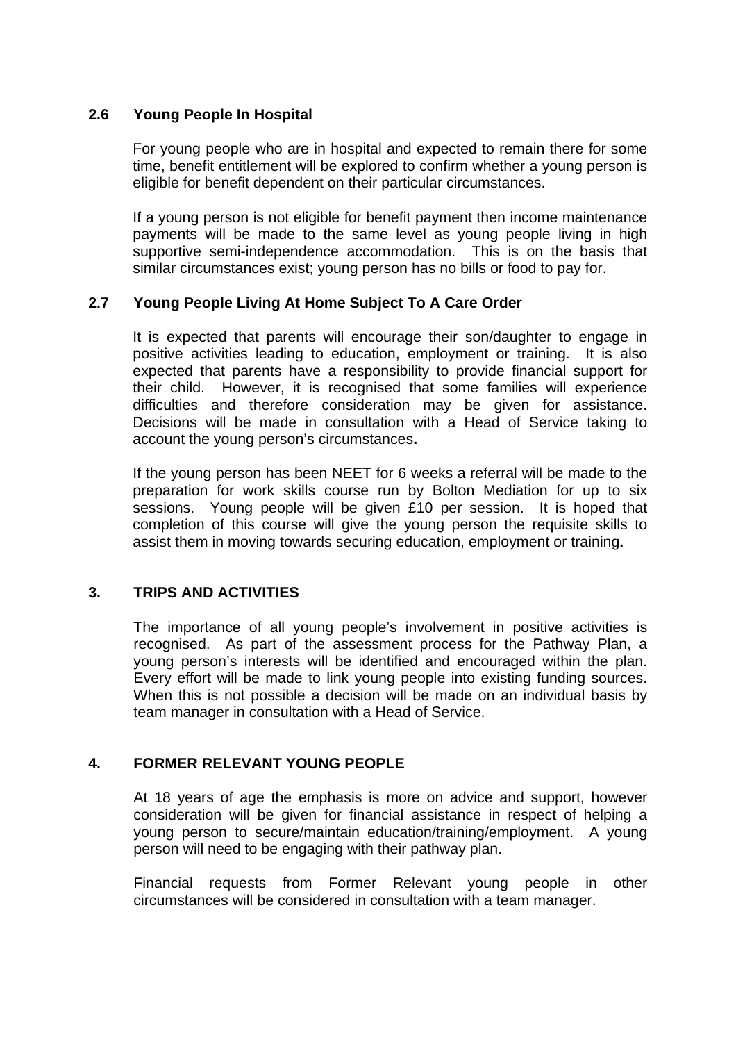### 2.6 Young People In Hospital

For young people who are in hospital and expected to remain there for some time, benefit entitlement will be explored to confirm whether a young person is eligible for benefit dependent on their particular circumstances.

If a young person is not eligible for benefit payment then income maintenance payments will be made to the same level as young people living in high supportive semi-independence accommodation. This is on the basis that similar circumstances exist; young person has no bills or food to pay for.

### 2.7 Young People Living At Home Subject To A Care Order

It is expected that parents will encourage their son/daughter to engage in positive activities leading to education, employment or training. It is also expected that parents have a responsibility to provide financial support for their child. However, it is recognised that some families will experience difficulties and therefore consideration may be given for assistance. Decisions will be made in consultation with a Head of Service taking to account the young person's circumstances**.**

If the young person has been NEET for 6 weeks a referral will be made to the preparation for work skills course run by Bolton Mediation for up to six sessions. Young people will be given £10 per session. It is hoped that completion of this course will give the young person the requisite skills to assist them in moving towards securing education, employment or training**.**

## 3. TRIPS AND ACTIVITIES

The importance of all young people's involvement in positive activities is recognised. As part of the assessment process for the Pathway Plan, a young person's interests will be identified and encouraged within the plan. Every effort will be made to link young people into existing funding sources. When this is not possible a decision will be made on an individual basis by team manager in consultation with a Head of Service.

## 4. FORMER RELEVANT YOUNG PEOPLE

At 18 years of age the emphasis is more on advice and support, however consideration will be given for financial assistance in respect of helping a young person to secure/maintain education/training/employment. A young person will need to be engaging with their pathway plan.

Financial requests from Former Relevant young people in other circumstances will be considered in consultation with a team manager.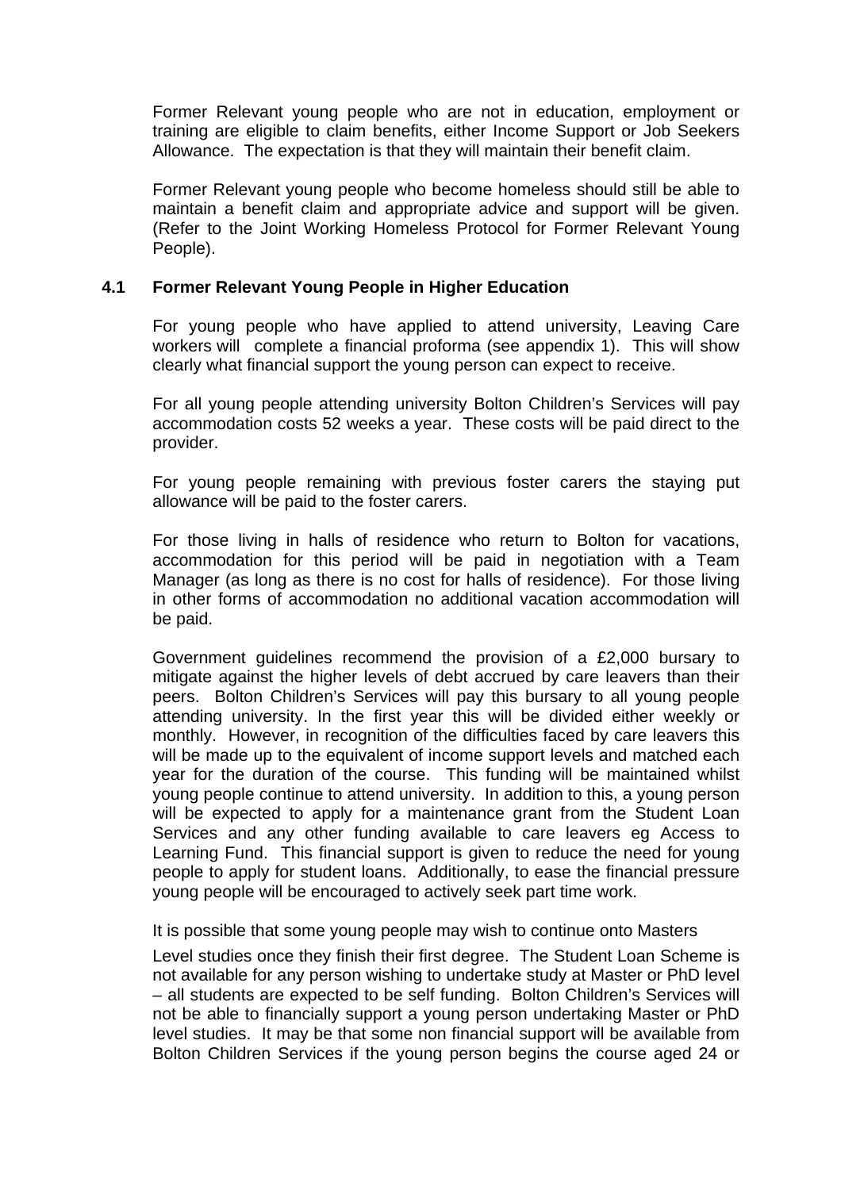Former Relevant young people who are not in education, employment or training are eligible to claim benefits, either Income Support or Job Seekers Allowance. The expectation is that they will maintain their benefit claim.

Former Relevant young people who become homeless should still be able to maintain a benefit claim and appropriate advice and support will be given. (Refer to the Joint Working Homeless Protocol for Former Relevant Young People).

### 4.1 Former Relevant Young People in Higher Education

For young people who have applied to attend university, Leaving Care workers will complete a financial proforma (see appendix 1). This will show clearly what financial support the young person can expect to receive.

For all young people attending university Bolton Children's Services will pay accommodation costs 52 weeks a year. These costs will be paid direct to the provider.

For young people remaining with previous foster carers the staying put allowance will be paid to the foster carers.

For those living in halls of residence who return to Bolton for vacations, accommodation for this period will be paid in negotiation with a Team Manager (as long as there is no cost for halls of residence). For those living in other forms of accommodation no additional vacation accommodation will be paid.

Government guidelines recommend the provision of a £2,000 bursary to mitigate against the higher levels of debt accrued by care leavers than their peers. Bolton Children's Services will pay this bursary to all young people attending university. In the first year this will be divided either weekly or monthly. However, in recognition of the difficulties faced by care leavers this will be made up to the equivalent of income support levels and matched each year for the duration of the course. This funding will be maintained whilst young people continue to attend university. In addition to this, a young person will be expected to apply for a maintenance grant from the Student Loan Services and any other funding available to care leavers eg Access to Learning Fund. This financial support is given to reduce the need for young people to apply for student loans. Additionally, to ease the financial pressure young people will be encouraged to actively seek part time work.

It is possible that some young people may wish to continue onto Masters

Level studies once they finish their first degree. The Student Loan Scheme is not available for any person wishing to undertake study at Master or PhD level – all students are expected to be self funding. Bolton Children's Services will not be able to financially support a young person undertaking Master or PhD level studies. It may be that some non financial support will be available from Bolton Children Services if the young person begins the course aged 24 or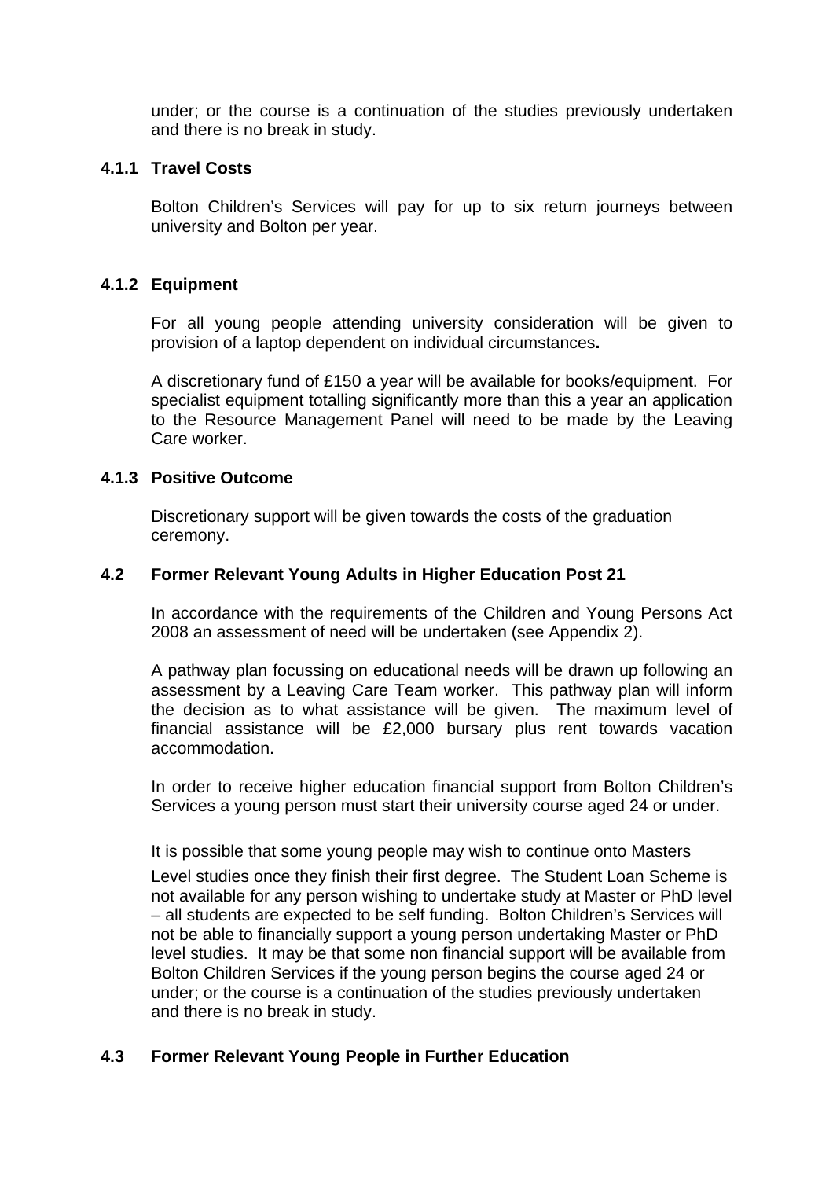under; or the course is a continuation of the studies previously undertaken and there is no break in study.

### 4.1.1 Travel Costs

Bolton Children's Services will pay for up to six return journeys between university and Bolton per year.

### 4.1.2 Equipment

For all young people attending university consideration will be given to provision of a laptop dependent on individual circumstances**.**

A discretionary fund of £150 a year will be available for books/equipment. For specialist equipment totalling significantly more than this a year an application to the Resource Management Panel will need to be made by the Leaving Care worker.

### 4.1.3 Positive Outcome

Discretionary support will be given towards the costs of the graduation ceremony.

## 4.2 Former Relevant Young Adults in Higher Education Post 21

In accordance with the requirements of the Children and Young Persons Act 2008 an assessment of need will be undertaken (see Appendix 2).

A pathway plan focussing on educational needs will be drawn up following an assessment by a Leaving Care Team worker. This pathway plan will inform the decision as to what assistance will be given. The maximum level of financial assistance will be £2,000 bursary plus rent towards vacation accommodation.

In order to receive higher education financial support from Bolton Children's Services a young person must start their university course aged 24 or under.

It is possible that some young people may wish to continue onto Masters Level studies once they finish their first degree. The Student Loan Scheme is not available for any person wishing to undertake study at Master or PhD level – all students are expected to be self funding. Bolton Children's Services will not be able to financially support a young person undertaking Master or PhD level studies. It may be that some non financial support will be available from Bolton Children Services if the young person begins the course aged 24 or under; or the course is a continuation of the studies previously undertaken and there is no break in study.

## 4.3 Former Relevant Young People in Further Education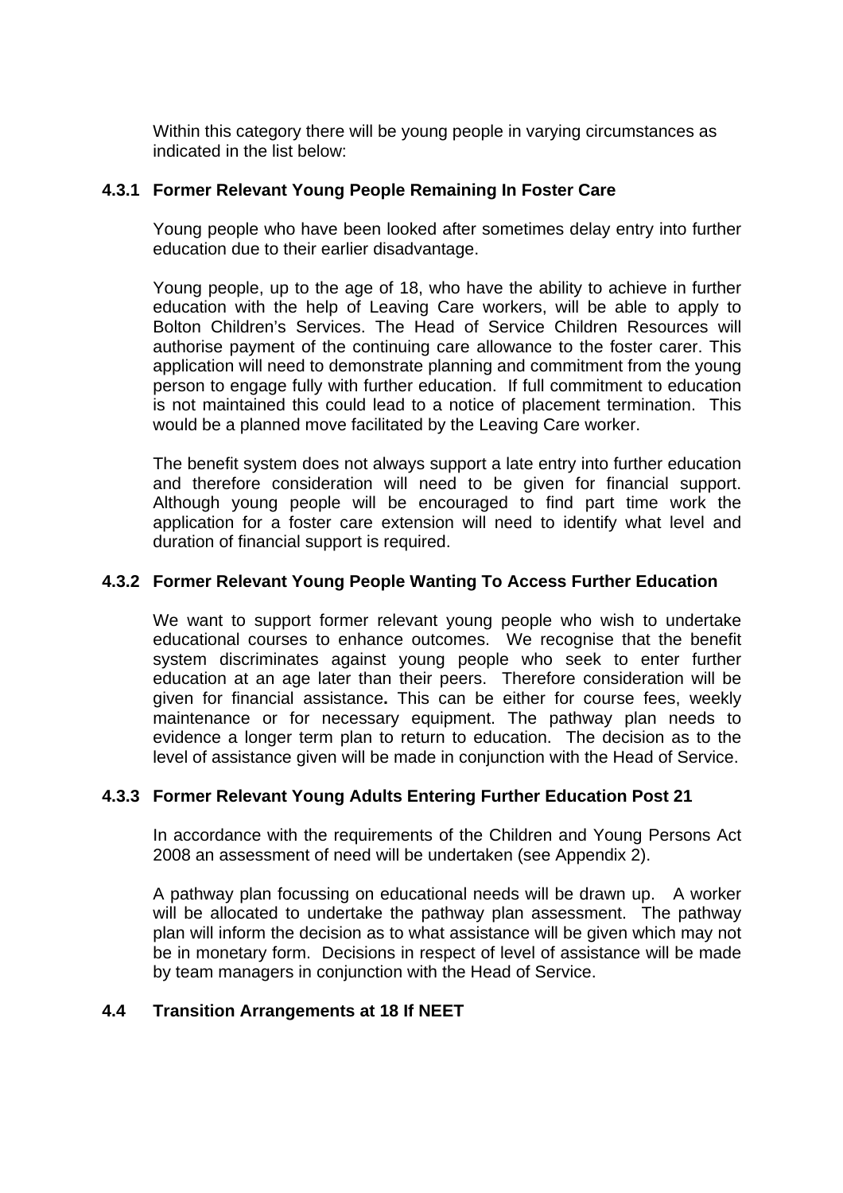Within this category there will be young people in varying circumstances as indicated in the list below:

### 4.3.1 Former Relevant Young People Remaining In Foster Care

Young people who have been looked after sometimes delay entry into further education due to their earlier disadvantage.

Young people, up to the age of 18, who have the ability to achieve in further education with the help of Leaving Care workers, will be able to apply to Bolton Children's Services. The Head of Service Children Resources will authorise payment of the continuing care allowance to the foster carer. This application will need to demonstrate planning and commitment from the young person to engage fully with further education. If full commitment to education is not maintained this could lead to a notice of placement termination. This would be a planned move facilitated by the Leaving Care worker.

The benefit system does not always support a late entry into further education and therefore consideration will need to be given for financial support. Although young people will be encouraged to find part time work the application for a foster care extension will need to identify what level and duration of financial support is required.

### 4.3.2 Former Relevant Young People Wanting To Access Further Education

We want to support former relevant young people who wish to undertake educational courses to enhance outcomes. We recognise that the benefit system discriminates against young people who seek to enter further education at an age later than their peers. Therefore consideration will be given for financial assistance**.** This can be either for course fees, weekly maintenance or for necessary equipment. The pathway plan needs to evidence a longer term plan to return to education. The decision as to the level of assistance given will be made in conjunction with the Head of Service.

### 4.3.3 Former Relevant Young Adults Entering Further Education Post 21

In accordance with the requirements of the Children and Young Persons Act 2008 an assessment of need will be undertaken (see Appendix 2).

A pathway plan focussing on educational needs will be drawn up. A worker will be allocated to undertake the pathway plan assessment. The pathway plan will inform the decision as to what assistance will be given which may not be in monetary form. Decisions in respect of level of assistance will be made by team managers in conjunction with the Head of Service.

## 4.4 Transition Arrangements at 18 If NEET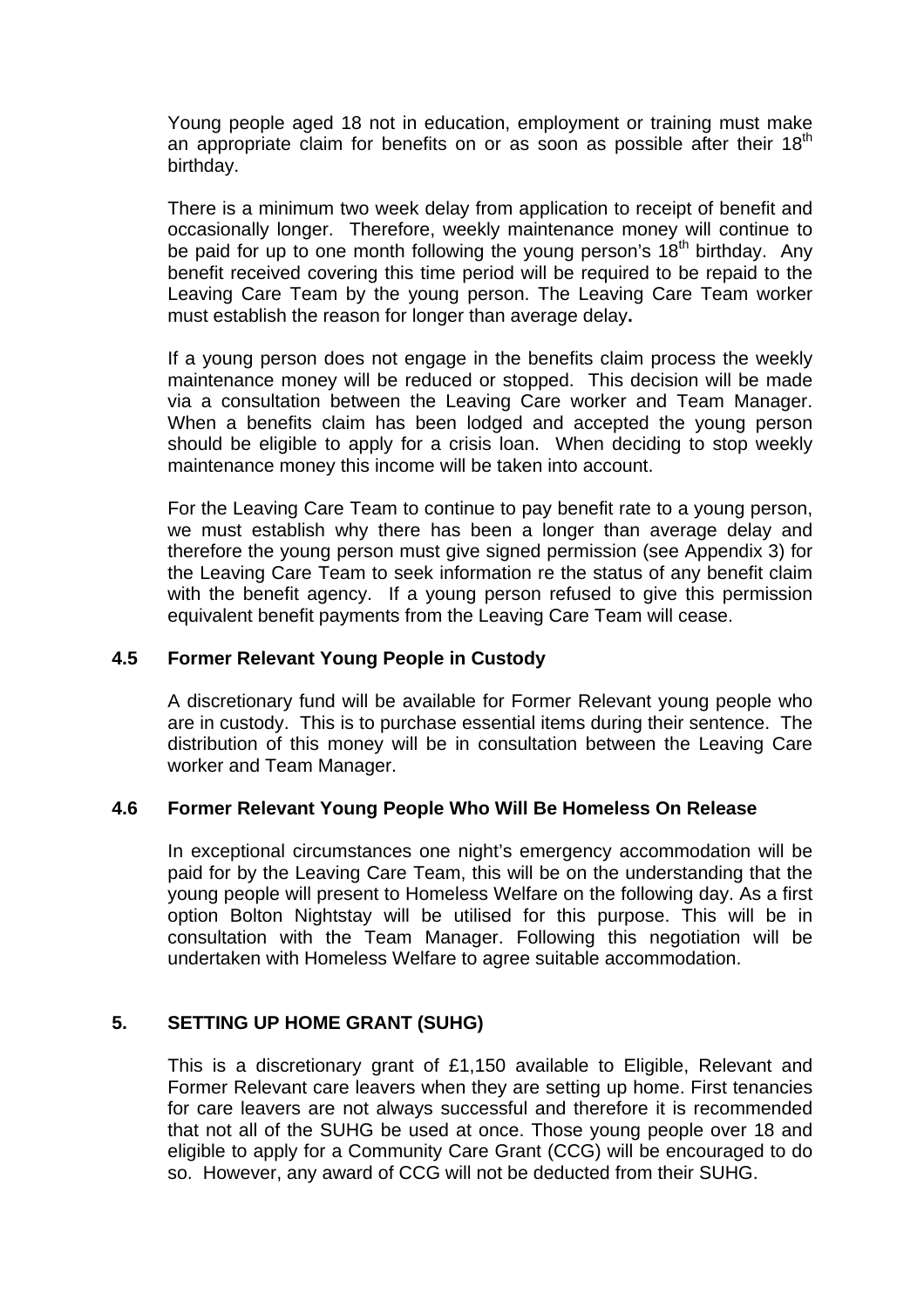Young people aged 18 not in education, employment or training must make an appropriate claim for benefits on or as soon as possible after their 18th birthday.

There is a minimum two week delay from application to receipt of benefit and occasionally longer. Therefore, weekly maintenance money will continue to be paid for up to one month following the young person's 18th birthday. Any benefit received covering this time period will be required to be repaid to the Leaving Care Team by the young person. The Leaving Care Team worker must establish the reason for longer than average delay**.**

If a young person does not engage in the benefits claim process the weekly maintenance money will be reduced or stopped. This decision will be made via a consultation between the Leaving Care worker and Team Manager. When a benefits claim has been lodged and accepted the young person should be eligible to apply for a crisis loan. When deciding to stop weekly maintenance money this income will be taken into account.

For the Leaving Care Team to continue to pay benefit rate to a young person, we must establish why there has been a longer than average delay and therefore the young person must give signed permission (see Appendix 3) for the Leaving Care Team to seek information re the status of any benefit claim with the benefit agency. If a young person refused to give this permission equivalent benefit payments from the Leaving Care Team will cease.

### 4.5 Former Relevant Young People in Custody

A discretionary fund will be available for Former Relevant young people who are in custody. This is to purchase essential items during their sentence. The distribution of this money will be in consultation between the Leaving Care worker and Team Manager.

### 4.6 Former Relevant Young People Who Will Be Homeless On Release

In exceptional circumstances one night's emergency accommodation will be paid for by the Leaving Care Team, this will be on the understanding that the young people will present to Homeless Welfare on the following day. As a first option Bolton Nightstay will be utilised for this purpose. This will be in consultation with the Team Manager. Following this negotiation will be undertaken with Homeless Welfare to agree suitable accommodation.

## 5. SETTING UP HOME GRANT (SUHG)

This is a discretionary grant of £1,150 available to Eligible, Relevant and Former Relevant care leavers when they are setting up home. First tenancies for care leavers are not always successful and therefore it is recommended that not all of the SUHG be used at once. Those young people over 18 and eligible to apply for a Community Care Grant (CCG) will be encouraged to do so. However, any award of CCG will not be deducted from their SUHG.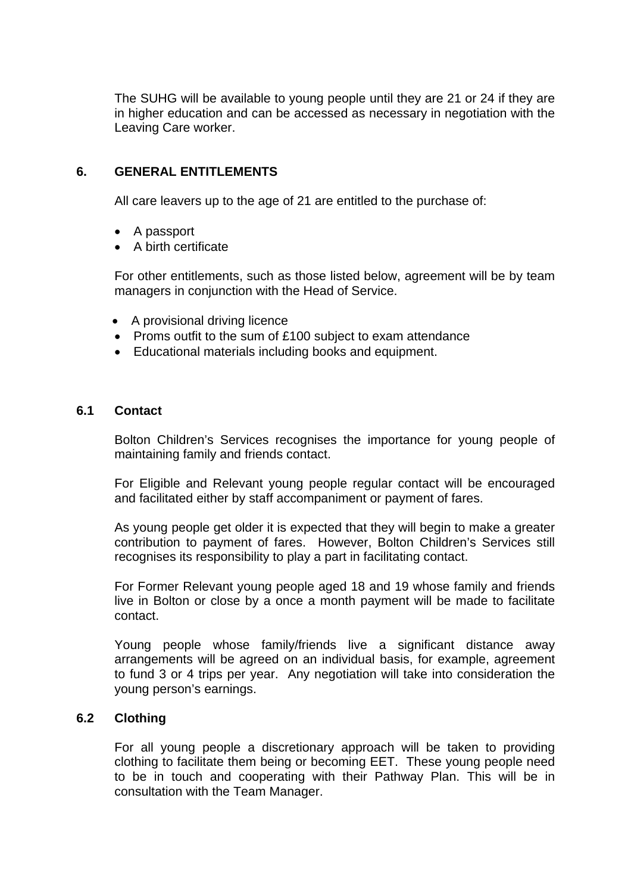The SUHG will be available to young people until they are 21 or 24 if they are in higher education and can be accessed as necessary in negotiation with the Leaving Care worker.

## 6. GENERAL ENTITLEMENTS

All care leavers up to the age of 21 are entitled to the purchase of:

- A passport
- A birth certificate

For other entitlements, such as those listed below, agreement will be by team managers in conjunction with the Head of Service.

- A provisional driving licence
- Proms outfit to the sum of £100 subject to exam attendance
- Educational materials including books and equipment.

### 6.1 Contact

Bolton Children's Services recognises the importance for young people of maintaining family and friends contact.

For Eligible and Relevant young people regular contact will be encouraged and facilitated either by staff accompaniment or payment of fares.

As young people get older it is expected that they will begin to make a greater contribution to payment of fares. However, Bolton Children's Services still recognises its responsibility to play a part in facilitating contact.

For Former Relevant young people aged 18 and 19 whose family and friends live in Bolton or close by a once a month payment will be made to facilitate contact.

Young people whose family/friends live a significant distance away arrangements will be agreed on an individual basis, for example, agreement to fund 3 or 4 trips per year. Any negotiation will take into consideration the young person's earnings.

### 6.2 Clothing

For all young people a discretionary approach will be taken to providing clothing to facilitate them being or becoming EET. These young people need to be in touch and cooperating with their Pathway Plan. This will be in consultation with the Team Manager.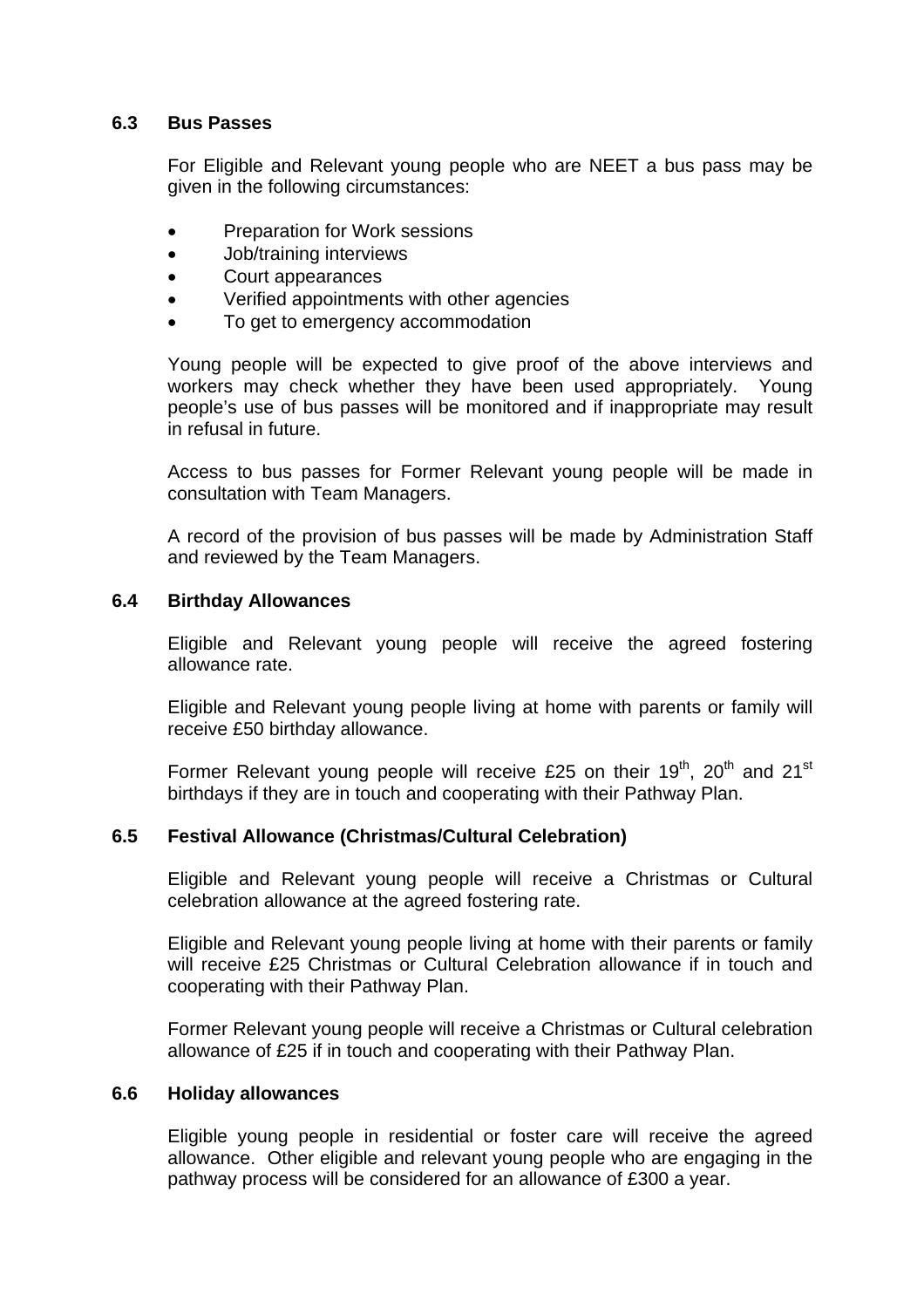### 6.3 Bus Passes

For Eligible and Relevant young people who are NEET a bus pass may be given in the following circumstances:

- Preparation for Work sessions
- Job/training interviews
- Court appearances
- Verified appointments with other agencies
- To get to emergency accommodation

Young people will be expected to give proof of the above interviews and workers may check whether they have been used appropriately. Young people's use of bus passes will be monitored and if inappropriate may result in refusal in future.

Access to bus passes for Former Relevant young people will be made in consultation with Team Managers.

A record of the provision of bus passes will be made by Administration Staff and reviewed by the Team Managers.

### 6.4 Birthday Allowances

Eligible and Relevant young people will receive the agreed fostering allowance rate.

Eligible and Relevant young people living at home with parents or family will receive £50 birthday allowance.

Former Relevant young people will receive £25 on their 19th, 20th and 21st birthdays if they are in touch and cooperating with their Pathway Plan.

### 6.5 Festival Allowance (Christmas/Cultural Celebration)

Eligible and Relevant young people will receive a Christmas or Cultural celebration allowance at the agreed fostering rate.

Eligible and Relevant young people living at home with their parents or family will receive £25 Christmas or Cultural Celebration allowance if in touch and cooperating with their Pathway Plan.

Former Relevant young people will receive a Christmas or Cultural celebration allowance of £25 if in touch and cooperating with their Pathway Plan.

### 6.6 Holiday allowances

Eligible young people in residential or foster care will receive the agreed allowance. Other eligible and relevant young people who are engaging in the pathway process will be considered for an allowance of £300 a year.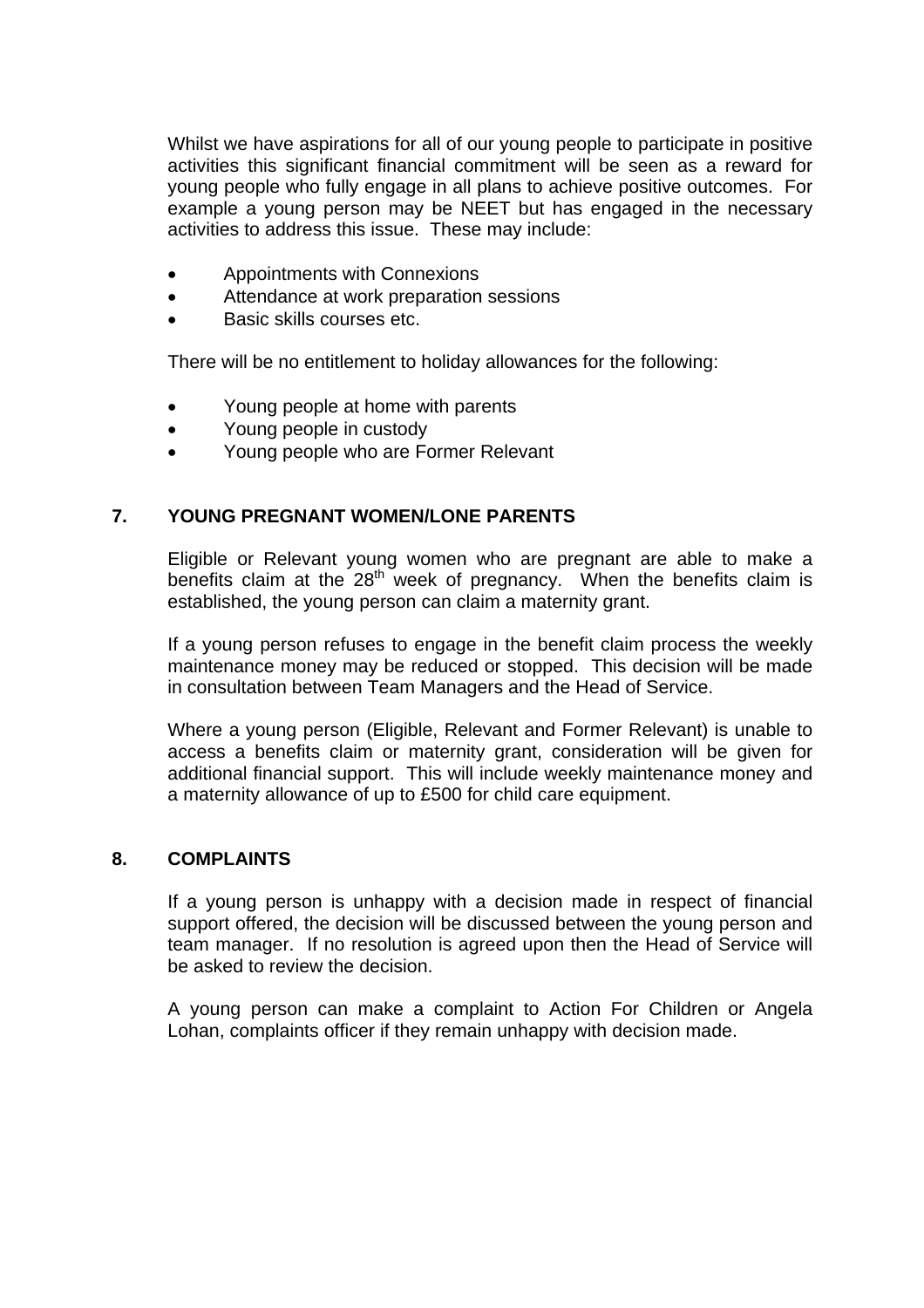Whilst we have aspirations for all of our young people to participate in positive activities this significant financial commitment will be seen as a reward for young people who fully engage in all plans to achieve positive outcomes. For example a young person may be NEET but has engaged in the necessary activities to address this issue. These may include:

- Appointments with Connexions
- Attendance at work preparation sessions
- Basic skills courses etc.

There will be no entitlement to holiday allowances for the following:

- Young people at home with parents
- Young people in custody
- Young people who are Former Relevant

## 7. YOUNG PREGNANT WOMEN/LONE PARENTS

Eligible or Relevant young women who are pregnant are able to make a benefits claim at the 28th week of pregnancy. When the benefits claim is established, the young person can claim a maternity grant.

If a young person refuses to engage in the benefit claim process the weekly maintenance money may be reduced or stopped. This decision will be made in consultation between Team Managers and the Head of Service.

Where a young person (Eligible, Relevant and Former Relevant) is unable to access a benefits claim or maternity grant, consideration will be given for additional financial support. This will include weekly maintenance money and a maternity allowance of up to £500 for child care equipment.

## 8. COMPLAINTS

If a young person is unhappy with a decision made in respect of financial support offered, the decision will be discussed between the young person and team manager. If no resolution is agreed upon then the Head of Service will be asked to review the decision.

A young person can make a complaint to Action For Children or Angela Lohan, complaints officer if they remain unhappy with decision made.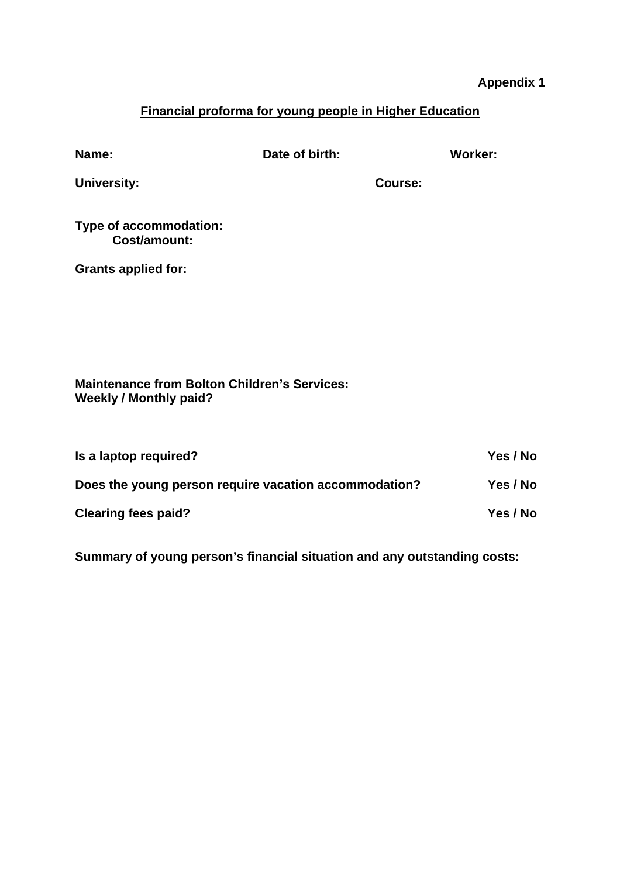**Appendix 1**

## Financial proforma for young people in Higher Education

**Name:** **Date of birth:** **Worker:**

**University:** **Course:**

**Type of accommodation:**
**Cost/amount:**

**Grants applied for:**

**Maintenance from Bolton Children's Services:**
**Weekly / Monthly paid?**

**Is a laptop required?** **Yes / No**

**Does the young person require vacation accommodation?** **Yes / No**

**Clearing fees paid?** **Yes / No**

**Summary of young person's financial situation and any outstanding costs:**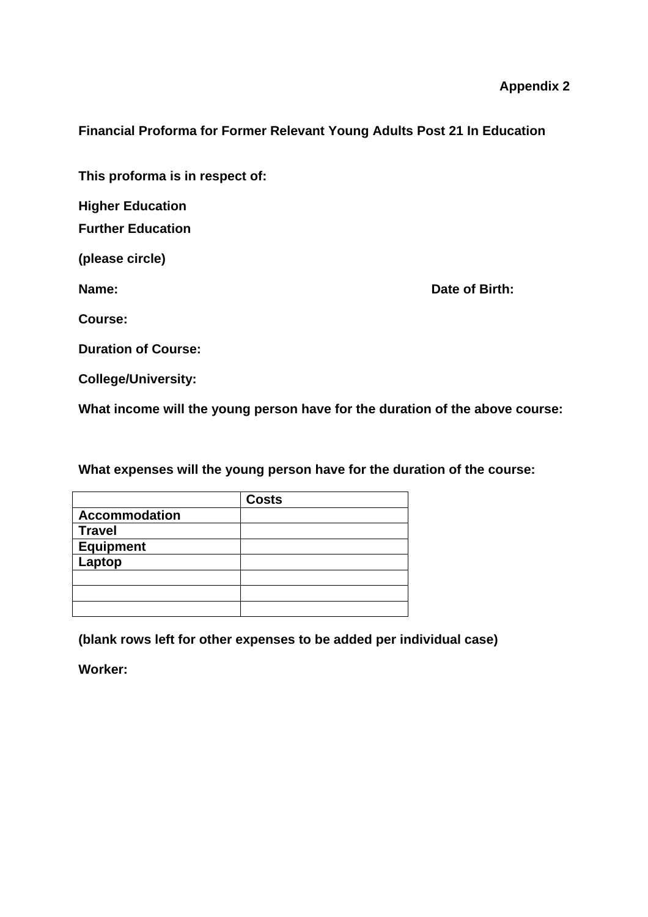**Appendix 2**

**Financial Proforma for Former Relevant Young Adults Post 21 In Education**

**This proforma is in respect of:**

**Higher Education**
**Further Education**

**(please circle)**

**Name:** **Date of Birth:**

**Course:**

**Duration of Course:**

**College/University:**

**What income will the young person have for the duration of the above course:**

**What expenses will the young person have for the duration of the course:**

| | **Costs** |
|---|---|
| **Accommodation** | |
| **Travel** | |
| **Equipment** | |
| **Laptop** | |
| | |
| | |
| | |

**(blank rows left for other expenses to be added per individual case)**

**Worker:**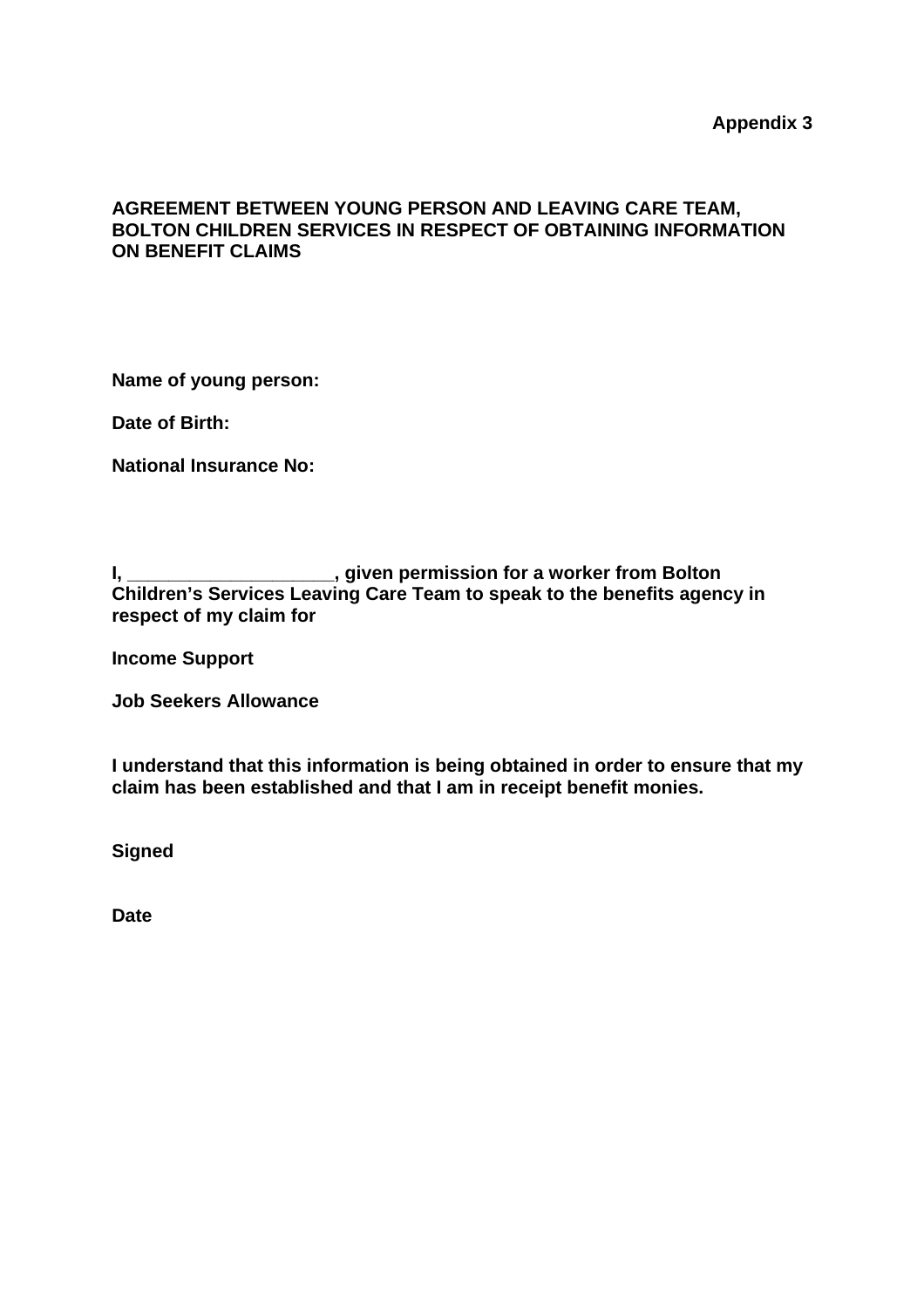**Appendix 3**

**AGREEMENT BETWEEN YOUNG PERSON AND LEAVING CARE TEAM, BOLTON CHILDREN SERVICES IN RESPECT OF OBTAINING INFORMATION ON BENEFIT CLAIMS**

**Name of young person:**

**Date of Birth:**

**National Insurance No:**

**I, \_\_\_\_\_\_\_\_\_\_\_\_\_\_\_\_\_\_\_\_, given permission for a worker from Bolton Children's Services Leaving Care Team to speak to the benefits agency in respect of my claim for**

**Income Support**

**Job Seekers Allowance**

**I understand that this information is being obtained in order to ensure that my claim has been established and that I am in receipt benefit monies.**

**Signed**

**Date**